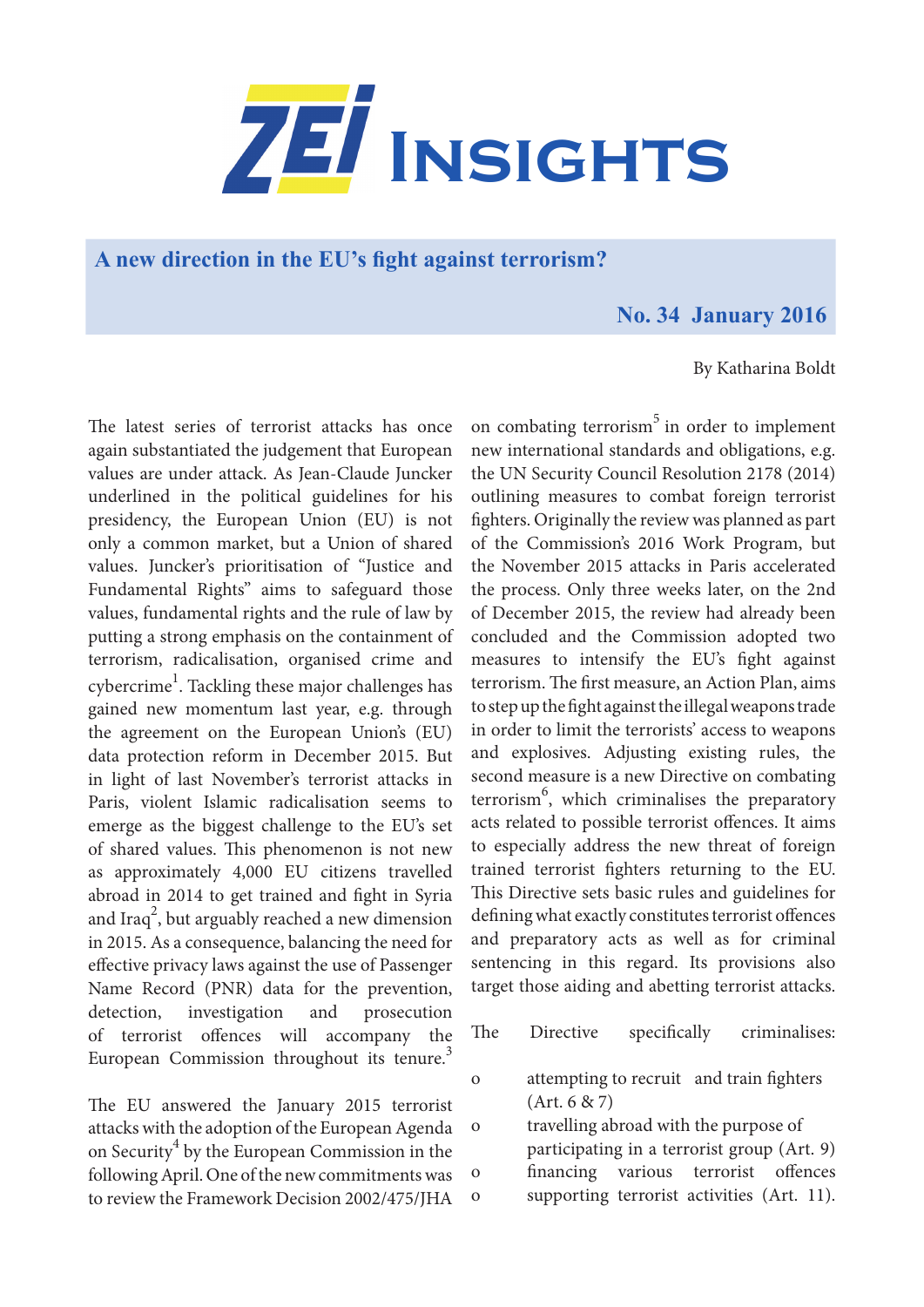# ZEI Insights

## A new direction in the EU's fight against terrorism?

**No. 34 January 2016**

By Katharina Boldt

The latest series of terrorist attacks has once again substantiated the judgement that European values are under attack. As Jean-Claude Juncker underlined in the political guidelines for his presidency, the European Union (EU) is not only a common market, but a Union of shared values. Juncker's prioritisation of "Justice and Fundamental Rights" aims to safeguard those values, fundamental rights and the rule of law by putting a strong emphasis on the containment of terrorism, radicalisation, organised crime and cybercrime[1]. Tackling these major challenges has gained new momentum last year, e.g. through the agreement on the European Union's (EU) data protection reform in December 2015. But in light of last November's terrorist attacks in Paris, violent Islamic radicalisation seems to emerge as the biggest challenge to the EU's set of shared values. This phenomenon is not new as approximately 4,000 EU citizens travelled abroad in 2014 to get trained and fight in Syria and Iraq[2], but arguably reached a new dimension in 2015. As a consequence, balancing the need for effective privacy laws against the use of Passenger Name Record (PNR) data for the prevention, detection, investigation and prosecution of terrorist offences will accompany the European Commission throughout its tenure.[3]

The EU answered the January 2015 terrorist attacks with the adoption of the European Agenda on Security[4] by the European Commission in the following April. One of the new commitments was to review the Framework Decision 2002/475/JHA on combating terrorism[5] in order to implement new international standards and obligations, e.g. the UN Security Council Resolution 2178 (2014) outlining measures to combat foreign terrorist fighters. Originally the review was planned as part of the Commission's 2016 Work Program, but the November 2015 attacks in Paris accelerated the process. Only three weeks later, on the 2nd of December 2015, the review had already been concluded and the Commission adopted two measures to intensify the EU's fight against terrorism. The first measure, an Action Plan, aims to step up the fight against the illegal weapons trade in order to limit the terrorists' access to weapons and explosives. Adjusting existing rules, the second measure is a new Directive on combating terrorism[6], which criminalises the preparatory acts related to possible terrorist offences. It aims to especially address the new threat of foreign trained terrorist fighters returning to the EU. This Directive sets basic rules and guidelines for defining what exactly constitutes terrorist offences and preparatory acts as well as for criminal sentencing in this regard. Its provisions also target those aiding and abetting terrorist attacks.

The Directive specifically criminalises:

- attempting to recruit and train fighters (Art. 6 & 7)
- travelling abroad with the purpose of participating in a terrorist group (Art. 9)
- financing various terrorist offences
- supporting terrorist activities (Art. 11).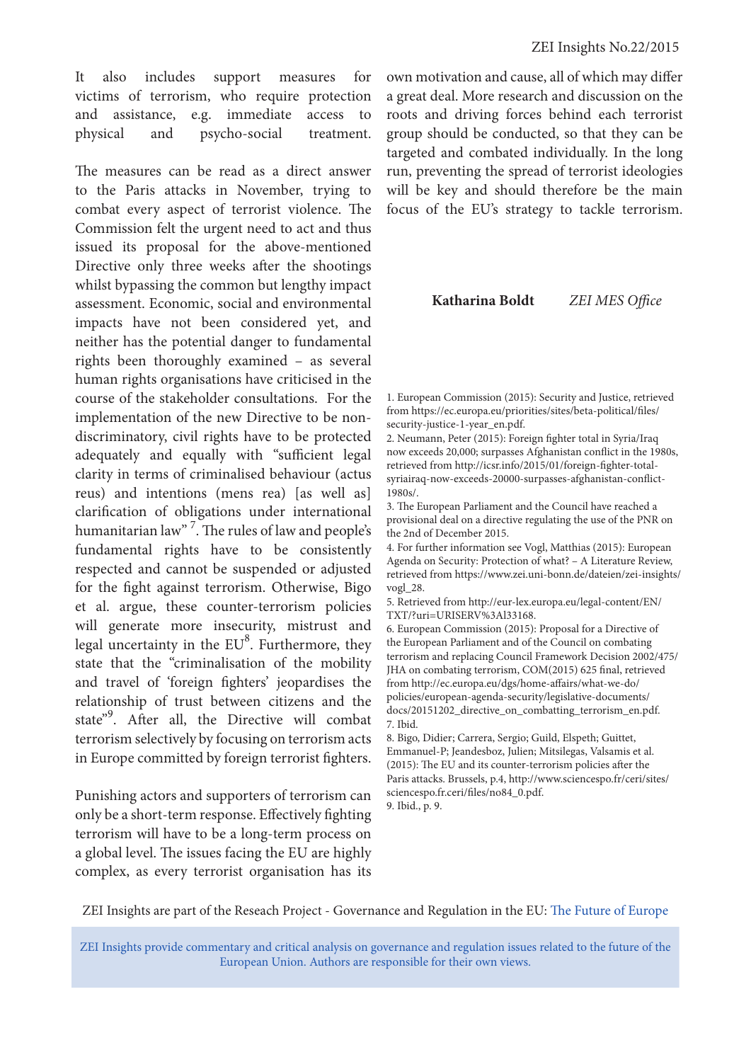It also includes support measures for victims of terrorism, who require protection and assistance, e.g. immediate access to physical and psycho-social treatment.

The measures can be read as a direct answer to the Paris attacks in November, trying to combat every aspect of terrorist violence. The Commission felt the urgent need to act and thus issued its proposal for the above-mentioned Directive only three weeks after the shootings whilst bypassing the common but lengthy impact assessment. Economic, social and environmental impacts have not been considered yet, and neither has the potential danger to fundamental rights been thoroughly examined – as several human rights organisations have criticised in the course of the stakeholder consultations. For the implementation of the new Directive to be non-discriminatory, civil rights have to be protected adequately and equally with "sufficient legal clarity in terms of criminalised behaviour (actus reus) and intentions (mens rea) [as well as] clarification of obligations under international humanitarian law"[7]. The rules of law and people's fundamental rights have to be consistently respected and cannot be suspended or adjusted for the fight against terrorism. Otherwise, Bigo et al. argue, these counter-terrorism policies will generate more insecurity, mistrust and legal uncertainty in the EU[8]. Furthermore, they state that the "criminalisation of the mobility and travel of 'foreign fighters' jeopardises the relationship of trust between citizens and the state"[9]. After all, the Directive will combat terrorism selectively by focusing on terrorism acts in Europe committed by foreign terrorist fighters.

Punishing actors and supporters of terrorism can only be a short-term response. Effectively fighting terrorism will have to be a long-term process on a global level. The issues facing the EU are highly complex, as every terrorist organisation has its own motivation and cause, all of which may differ a great deal. More research and discussion on the roots and driving forces behind each terrorist group should be conducted, so that they can be targeted and combated individually. In the long run, preventing the spread of terrorist ideologies will be key and should therefore be the main focus of the EU's strategy to tackle terrorism.

**Katharina Boldt** *ZEI MES Office*

1. European Commission (2015): Security and Justice, retrieved from https://ec.europa.eu/priorities/sites/beta-political/files/security-justice-1-year_en.pdf.
2. Neumann, Peter (2015): Foreign fighter total in Syria/Iraq now exceeds 20,000; surpasses Afghanistan conflict in the 1980s, retrieved from http://icsr.info/2015/01/foreign-fighter-total-syriairaq-now-exceeds-20000-surpasses-afghanistan-conflict-1980s/.
3. The European Parliament and the Council have reached a provisional deal on a directive regulating the use of the PNR on the 2nd of December 2015.
4. For further information see Vogl, Matthias (2015): European Agenda on Security: Protection of what? – A Literature Review, retrieved from https://www.zei.uni-bonn.de/dateien/zei-insights/vogl_28.
5. Retrieved from http://eur-lex.europa.eu/legal-content/EN/TXT/?uri=URISERV%3Al33168.
6. European Commission (2015): Proposal for a Directive of the European Parliament and of the Council on combating terrorism and replacing Council Framework Decision 2002/475/JHA on combating terrorism, COM(2015) 625 final, retrieved from http://ec.europa.eu/dgs/home-affairs/what-we-do/policies/european-agenda-security/legislative-documents/docs/20151202_directive_on_combatting_terrorism_en.pdf.
7. Ibid.
8. Bigo, Didier; Carrera, Sergio; Guild, Elspeth; Guittet, Emmanuel-P; Jeandesboz, Julien; Mitsilegas, Valsamis et al. (2015): The EU and its counter-terrorism policies after the Paris attacks. Brussels, p.4, http://www.sciencespo.fr/ceri/sites/sciencespo.fr.ceri/files/no84_0.pdf.
9. Ibid., p. 9.

ZEI Insights are part of the Reseach Project - Governance and Regulation in the EU: The Future of Europe

ZEI Insights provide commentary and critical analysis on governance and regulation issues related to the future of the European Union. Authors are responsible for their own views.